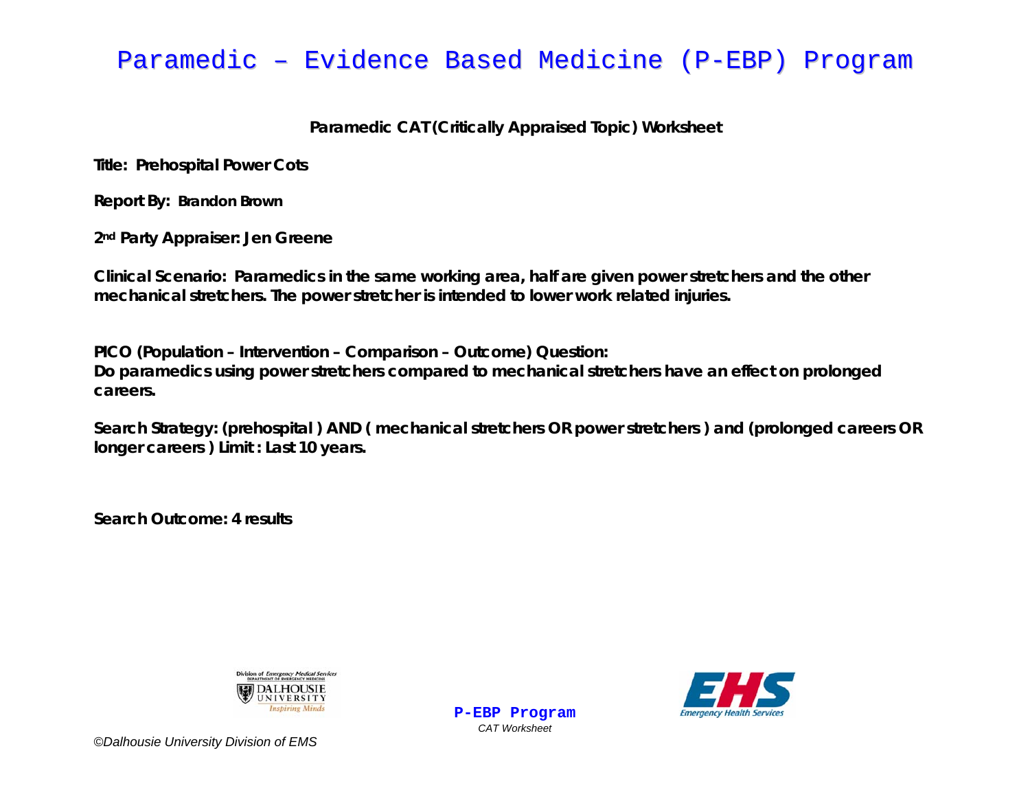# Paramedic – Evidence Based Medicine (P-EBP) Program

**Paramedic CAT(Critically Appraised Topic) Worksheet**

**Title: Prehospital Power Cots**

**Report By: Brandon Brown**

**2nd Party Appraiser: Jen Greene**

**Clinical Scenario: Paramedics in the same working area, half are given power stretchers and the other mechanical stretchers. The power stretcher is intended to lower work related injuries.**

**PICO (Population – Intervention – Comparison – Outcome) Question:**
**Do paramedics using power stretchers compared to mechanical stretchers have an effect on prolonged careers.**

**Search Strategy: (prehospital ) AND ( mechanical stretchers OR power stretchers ) and (prolonged careers OR longer careers ) Limit : Last 10 years.**

**Search Outcome: 4 results**

©Dalhousie University Division of EMS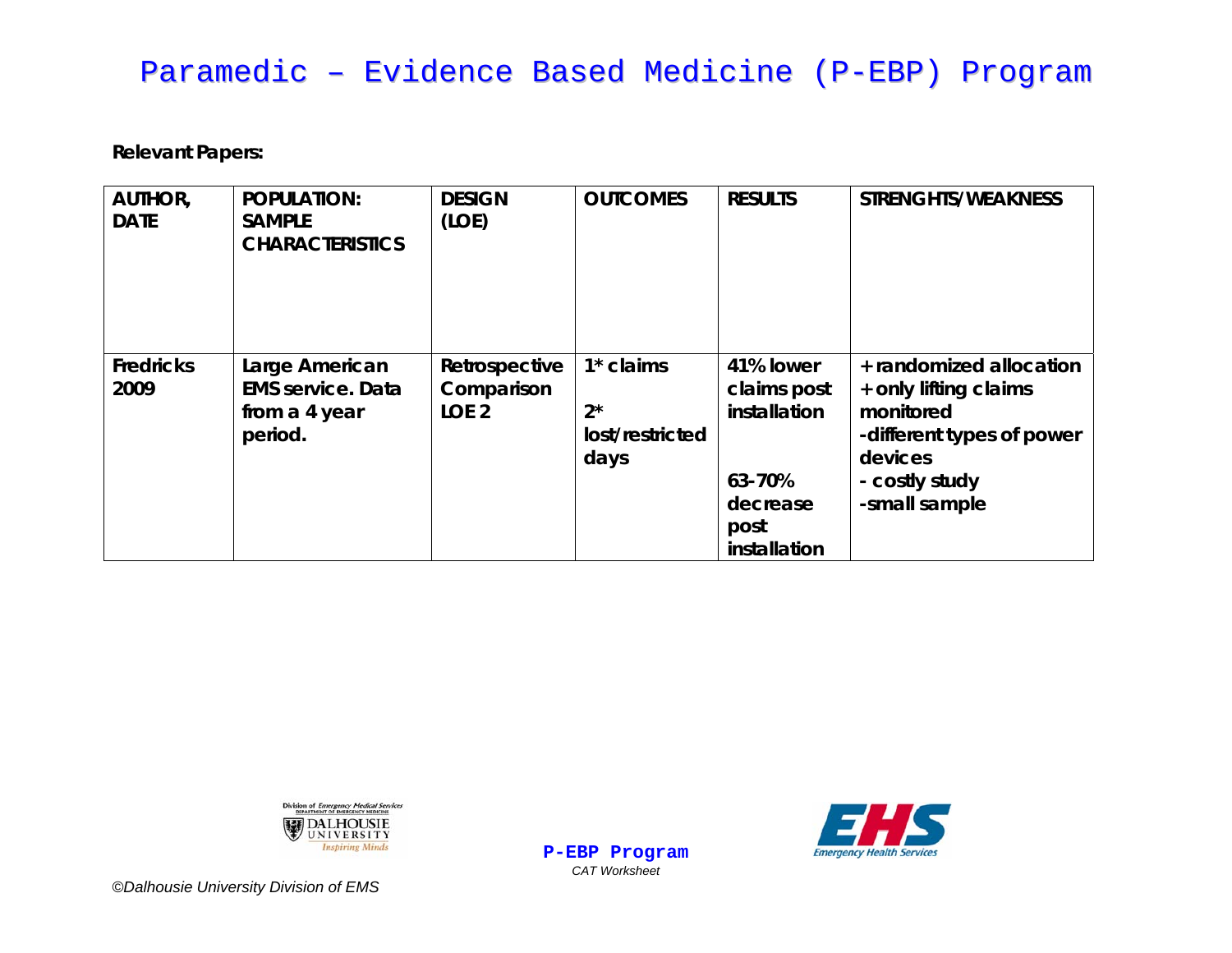# Paramedic – Evidence Based Medicine (P-EBP) Program

**Relevant Papers:**

| AUTHOR, DATE | POPULATION: SAMPLE CHARACTERISTICS | DESIGN (LOE) | OUTCOMES | RESULTS | STRENGHTS/WEAKNESS |
|---|---|---|---|---|---|
| Fredricks 2009 | Large American EMS service. Data from a 4 year period. | Retrospective Comparison LOE 2 | 1* claims<br><br>2* lost/restricted days | 41% lower claims post installation<br><br>63-70% decrease post installation | + randomized allocation<br>+ only lifting claims monitored<br>-different types of power devices<br>- costly study<br>-small sample |

©Dalhousie University Division of EMS

**P-EBP Program**
*CAT Worksheet*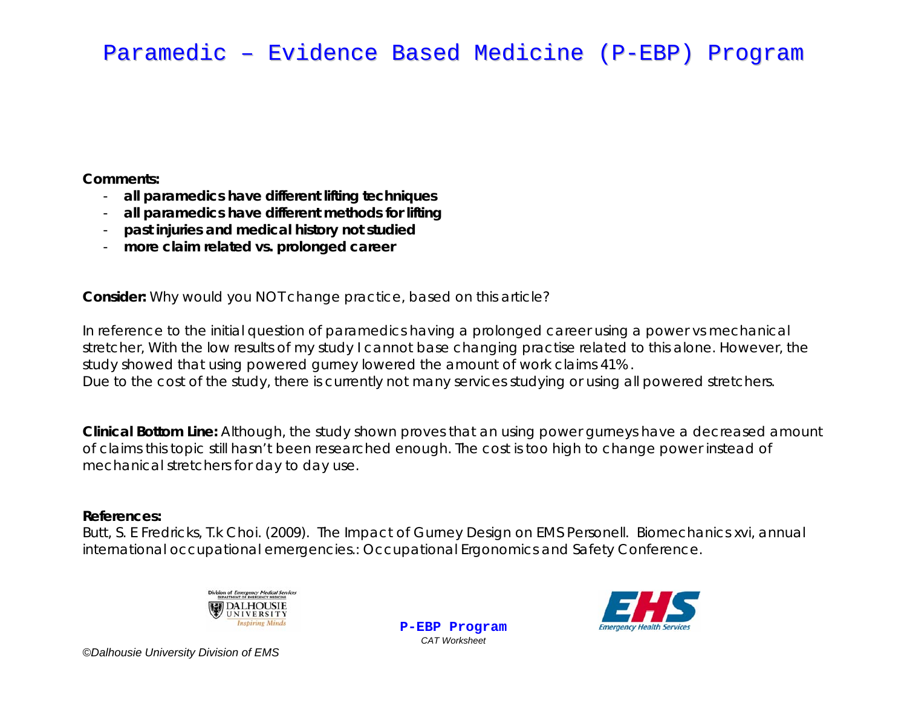**Comments:**

- **all paramedics have different lifting techniques**
- **all paramedics have different methods for lifting**
- **past injuries and medical history not studied**
- **more claim related vs. prolonged career**

**Consider:** Why would you NOT change practice, based on this article?

In reference to the initial question of paramedics having a prolonged career using a power vs mechanical stretcher, With the low results of my study I cannot base changing practise related to this alone. However, the study showed that using powered gurney lowered the amount of work claims 41%.
Due to the cost of the study, there is currently not many services studying or using all powered stretchers.

**Clinical Bottom Line:** Although, the study shown proves that an using power gurneys have a decreased amount of claims this topic still hasn't been researched enough. The cost is too high to change power instead of mechanical stretchers for day to day use.

**References:**
Butt, S. E Fredricks, T.k Choi. (2009). The Impact of Gurney Design on EMS Personell. Biomechanics xvi, annual international occupational emergencies.: Occupational Ergonomics and Safety Conference.